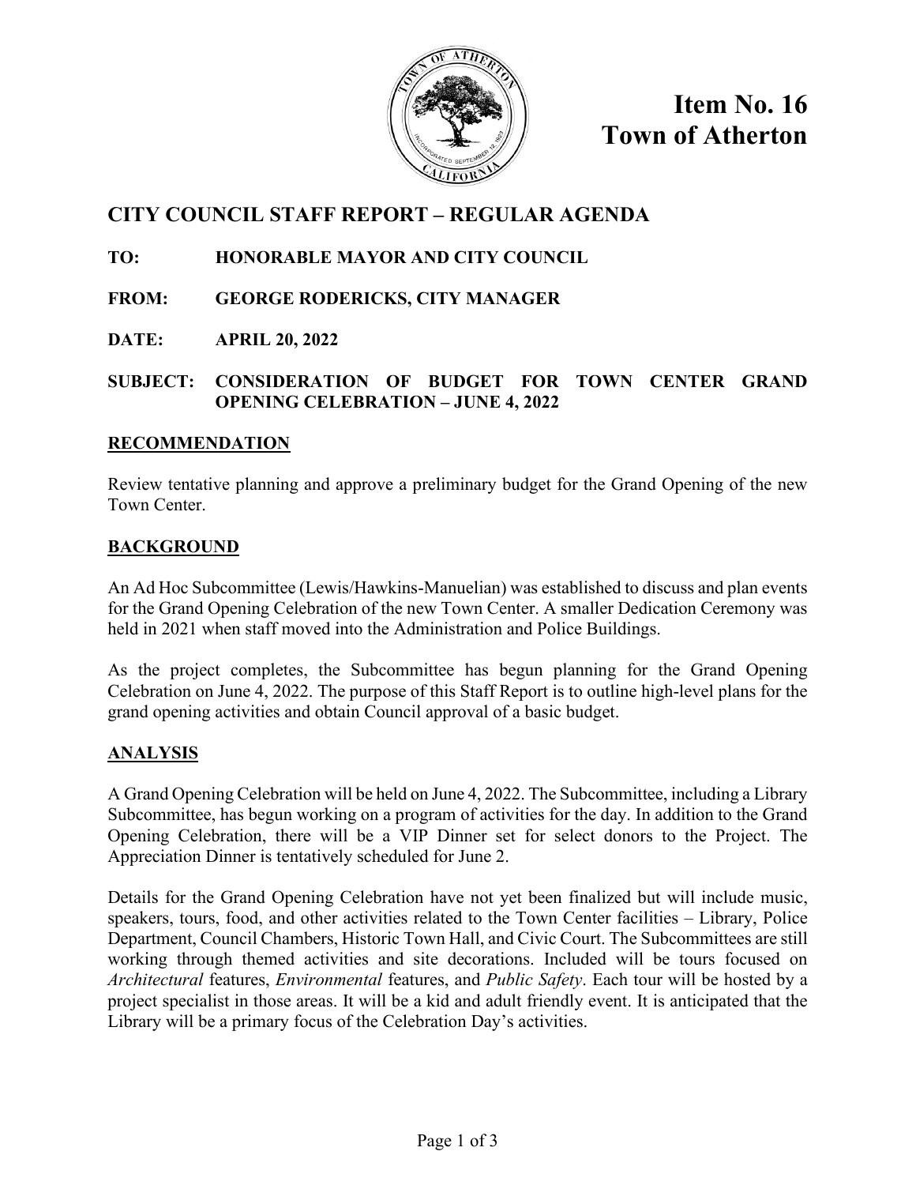**Item No. 16**
**Town of Atherton**

## CITY COUNCIL STAFF REPORT – REGULAR AGENDA

**TO:** HONORABLE MAYOR AND CITY COUNCIL

**FROM:** GEORGE RODERICKS, CITY MANAGER

**DATE:** APRIL 20, 2022

**SUBJECT:** CONSIDERATION OF BUDGET FOR TOWN CENTER GRAND OPENING CELEBRATION – JUNE 4, 2022

### RECOMMENDATION

Review tentative planning and approve a preliminary budget for the Grand Opening of the new Town Center.

### BACKGROUND

An Ad Hoc Subcommittee (Lewis/Hawkins-Manuelian) was established to discuss and plan events for the Grand Opening Celebration of the new Town Center. A smaller Dedication Ceremony was held in 2021 when staff moved into the Administration and Police Buildings.

As the project completes, the Subcommittee has begun planning for the Grand Opening Celebration on June 4, 2022. The purpose of this Staff Report is to outline high-level plans for the grand opening activities and obtain Council approval of a basic budget.

### ANALYSIS

A Grand Opening Celebration will be held on June 4, 2022. The Subcommittee, including a Library Subcommittee, has begun working on a program of activities for the day. In addition to the Grand Opening Celebration, there will be a VIP Dinner set for select donors to the Project. The Appreciation Dinner is tentatively scheduled for June 2.

Details for the Grand Opening Celebration have not yet been finalized but will include music, speakers, tours, food, and other activities related to the Town Center facilities – Library, Police Department, Council Chambers, Historic Town Hall, and Civic Court. The Subcommittees are still working through themed activities and site decorations. Included will be tours focused on *Architectural* features, *Environmental* features, and *Public Safety*. Each tour will be hosted by a project specialist in those areas. It will be a kid and adult friendly event. It is anticipated that the Library will be a primary focus of the Celebration Day's activities.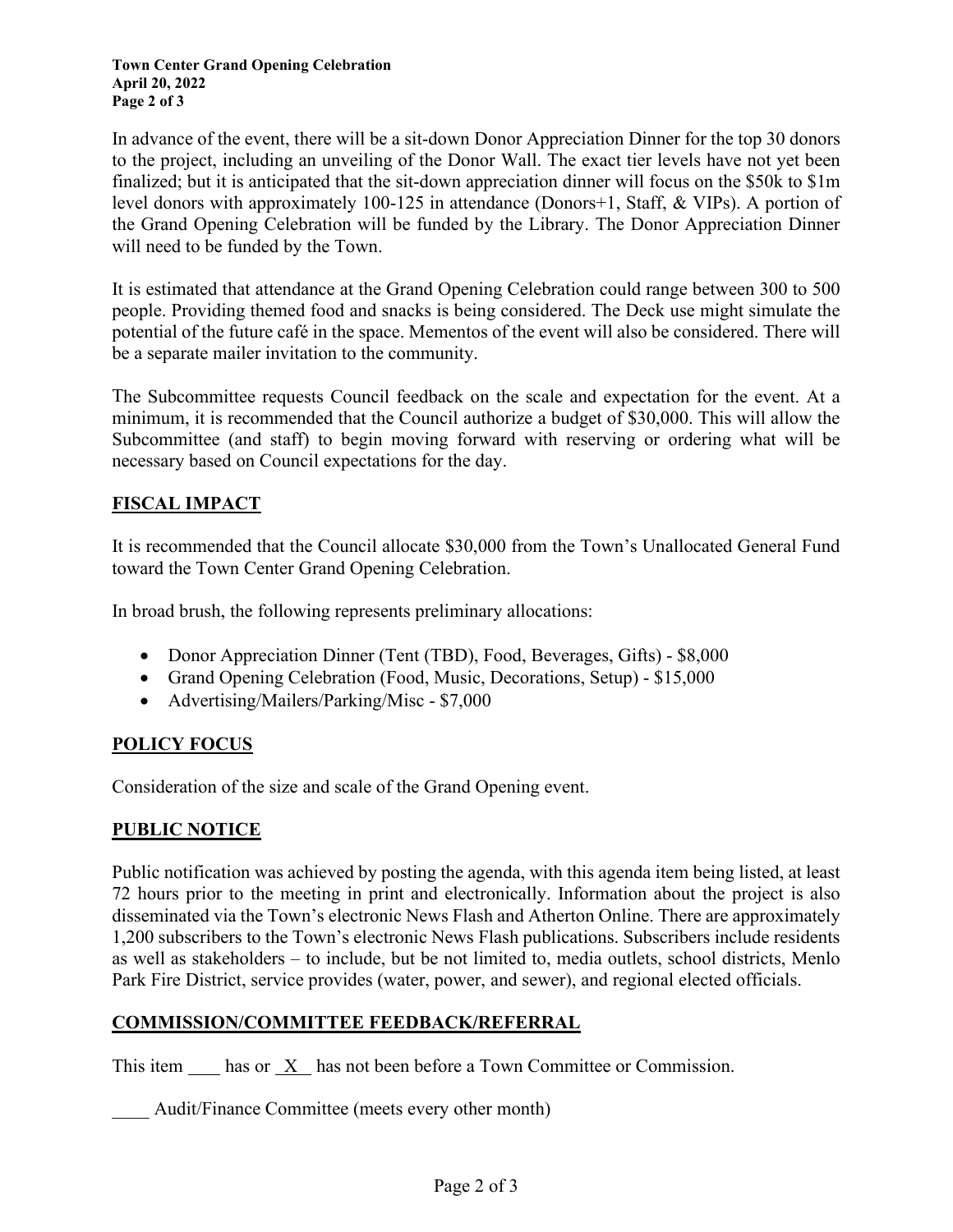In advance of the event, there will be a sit-down Donor Appreciation Dinner for the top 30 donors to the project, including an unveiling of the Donor Wall. The exact tier levels have not yet been finalized; but it is anticipated that the sit-down appreciation dinner will focus on the $50k to $1m level donors with approximately 100-125 in attendance (Donors+1, Staff, & VIPs). A portion of the Grand Opening Celebration will be funded by the Library. The Donor Appreciation Dinner will need to be funded by the Town.

It is estimated that attendance at the Grand Opening Celebration could range between 300 to 500 people. Providing themed food and snacks is being considered. The Deck use might simulate the potential of the future café in the space. Mementos of the event will also be considered. There will be a separate mailer invitation to the community.

The Subcommittee requests Council feedback on the scale and expectation for the event. At a minimum, it is recommended that the Council authorize a budget of $30,000. This will allow the Subcommittee (and staff) to begin moving forward with reserving or ordering what will be necessary based on Council expectations for the day.

## FISCAL IMPACT

It is recommended that the Council allocate $30,000 from the Town's Unallocated General Fund toward the Town Center Grand Opening Celebration.

In broad brush, the following represents preliminary allocations:

- Donor Appreciation Dinner (Tent (TBD), Food, Beverages, Gifts) - $8,000
- Grand Opening Celebration (Food, Music, Decorations, Setup) - $15,000
- Advertising/Mailers/Parking/Misc - $7,000

## POLICY FOCUS

Consideration of the size and scale of the Grand Opening event.

## PUBLIC NOTICE

Public notification was achieved by posting the agenda, with this agenda item being listed, at least 72 hours prior to the meeting in print and electronically. Information about the project is also disseminated via the Town's electronic News Flash and Atherton Online. There are approximately 1,200 subscribers to the Town's electronic News Flash publications. Subscribers include residents as well as stakeholders – to include, but be not limited to, media outlets, school districts, Menlo Park Fire District, service provides (water, power, and sewer), and regional elected officials.

## COMMISSION/COMMITTEE FEEDBACK/REFERRAL

This item \_\_\_\_ has or \_X\_ has not been before a Town Committee or Commission.

\_\_\_\_ Audit/Finance Committee (meets every other month)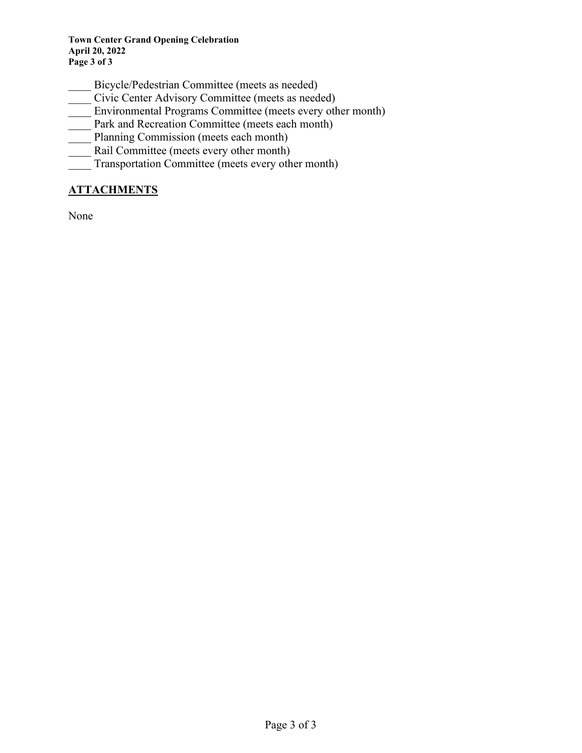____ Bicycle/Pedestrian Committee (meets as needed)
____ Civic Center Advisory Committee (meets as needed)
____ Environmental Programs Committee (meets every other month)
____ Park and Recreation Committee (meets each month)
____ Planning Commission (meets each month)
____ Rail Committee (meets every other month)
____ Transportation Committee (meets every other month)

## ATTACHMENTS

None